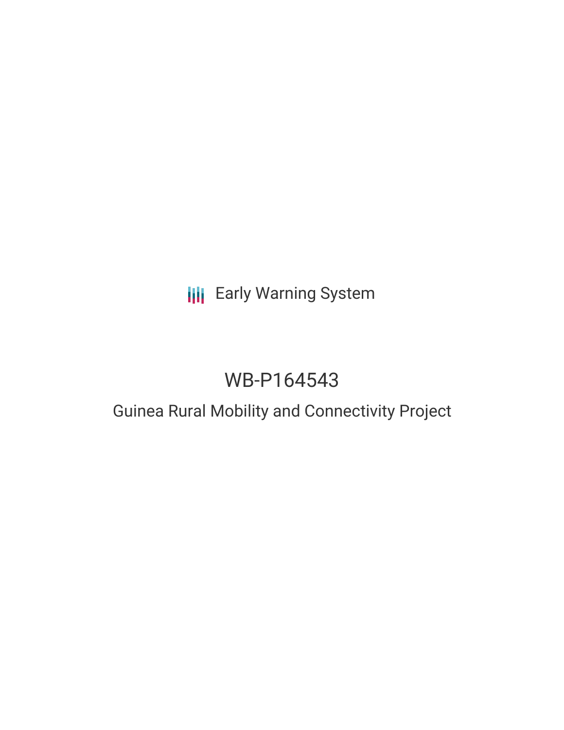Early Warning System

# WB-P164543

## Guinea Rural Mobility and Connectivity Project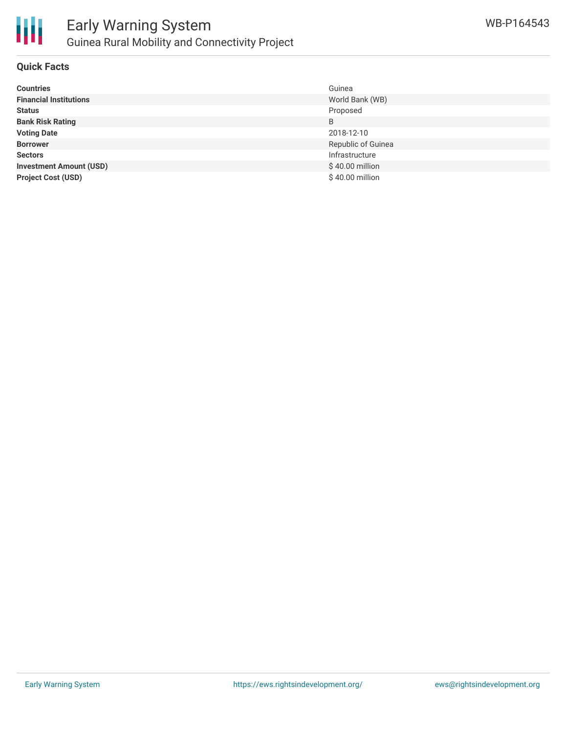## Quick Facts

| | |
|---|---|
| **Countries** | Guinea |
| **Financial Institutions** | World Bank (WB) |
| **Status** | Proposed |
| **Bank Risk Rating** | B |
| **Voting Date** | 2018-12-10 |
| **Borrower** | Republic of Guinea |
| **Sectors** | Infrastructure |
| **Investment Amount (USD)** | $ 40.00 million |
| **Project Cost (USD)** | $ 40.00 million |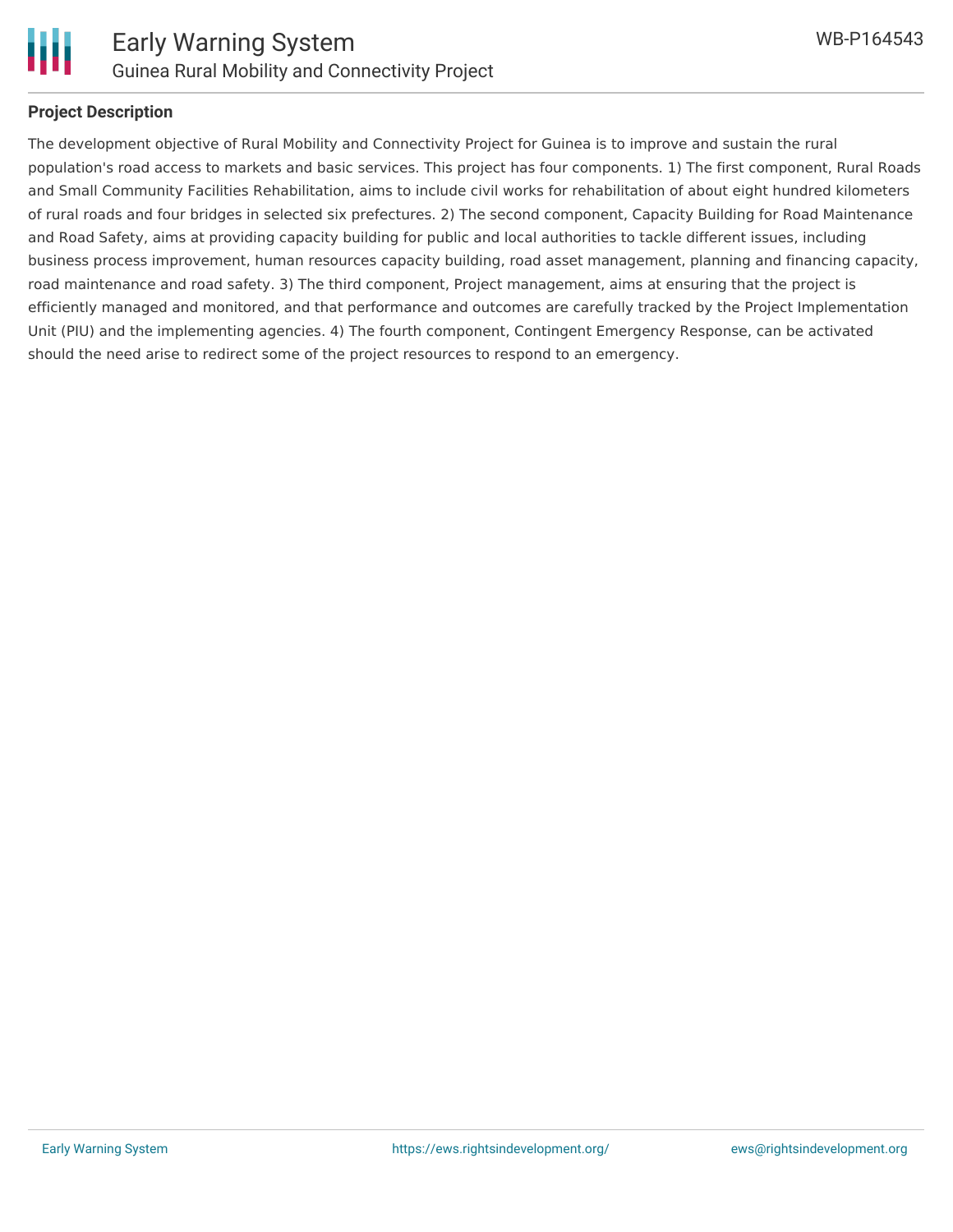## Project Description

The development objective of Rural Mobility and Connectivity Project for Guinea is to improve and sustain the rural population's road access to markets and basic services. This project has four components. 1) The first component, Rural Roads and Small Community Facilities Rehabilitation, aims to include civil works for rehabilitation of about eight hundred kilometers of rural roads and four bridges in selected six prefectures. 2) The second component, Capacity Building for Road Maintenance and Road Safety, aims at providing capacity building for public and local authorities to tackle different issues, including business process improvement, human resources capacity building, road asset management, planning and financing capacity, road maintenance and road safety. 3) The third component, Project management, aims at ensuring that the project is efficiently managed and monitored, and that performance and outcomes are carefully tracked by the Project Implementation Unit (PIU) and the implementing agencies. 4) The fourth component, Contingent Emergency Response, can be activated should the need arise to redirect some of the project resources to respond to an emergency.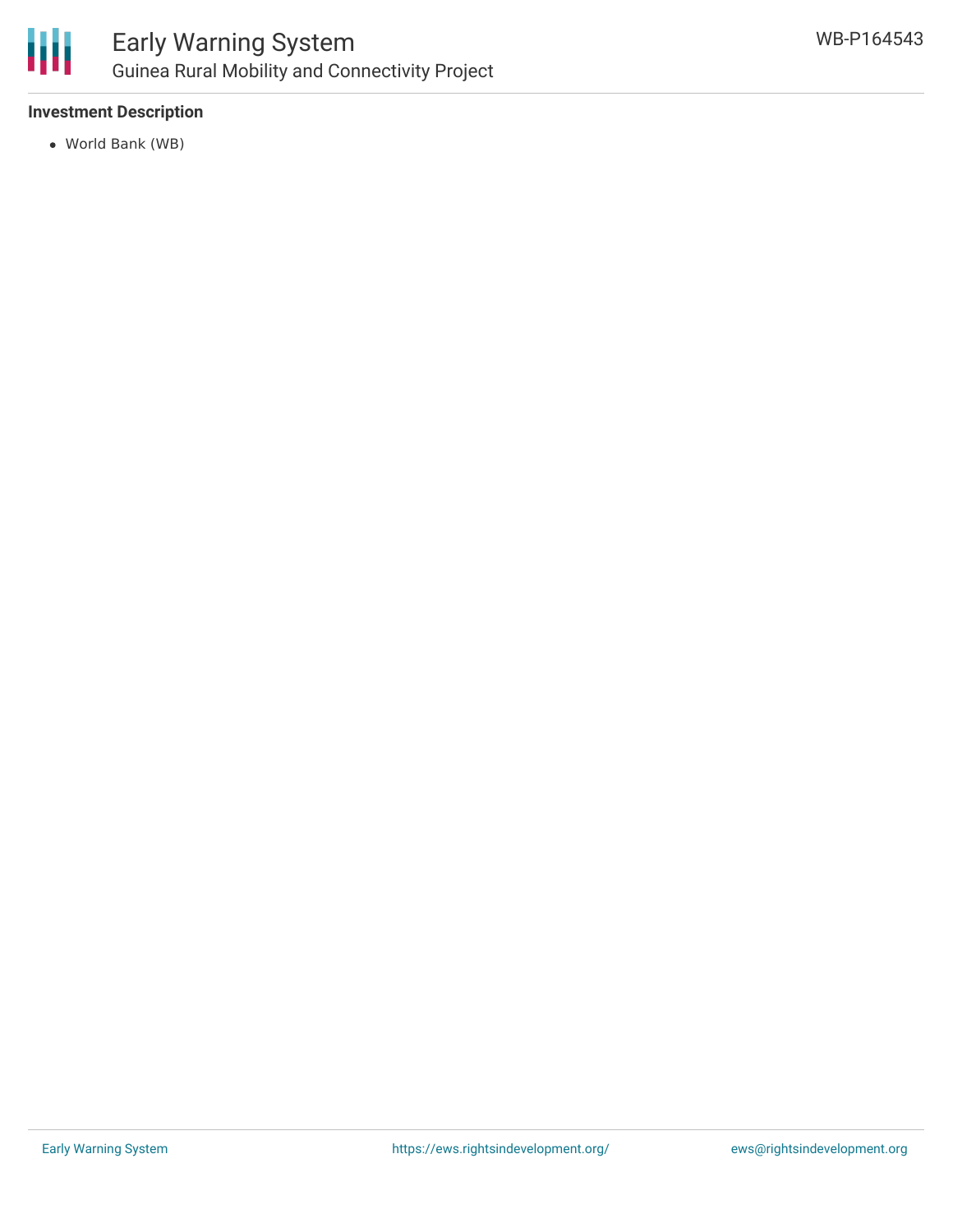**Investment Description**

- World Bank (WB)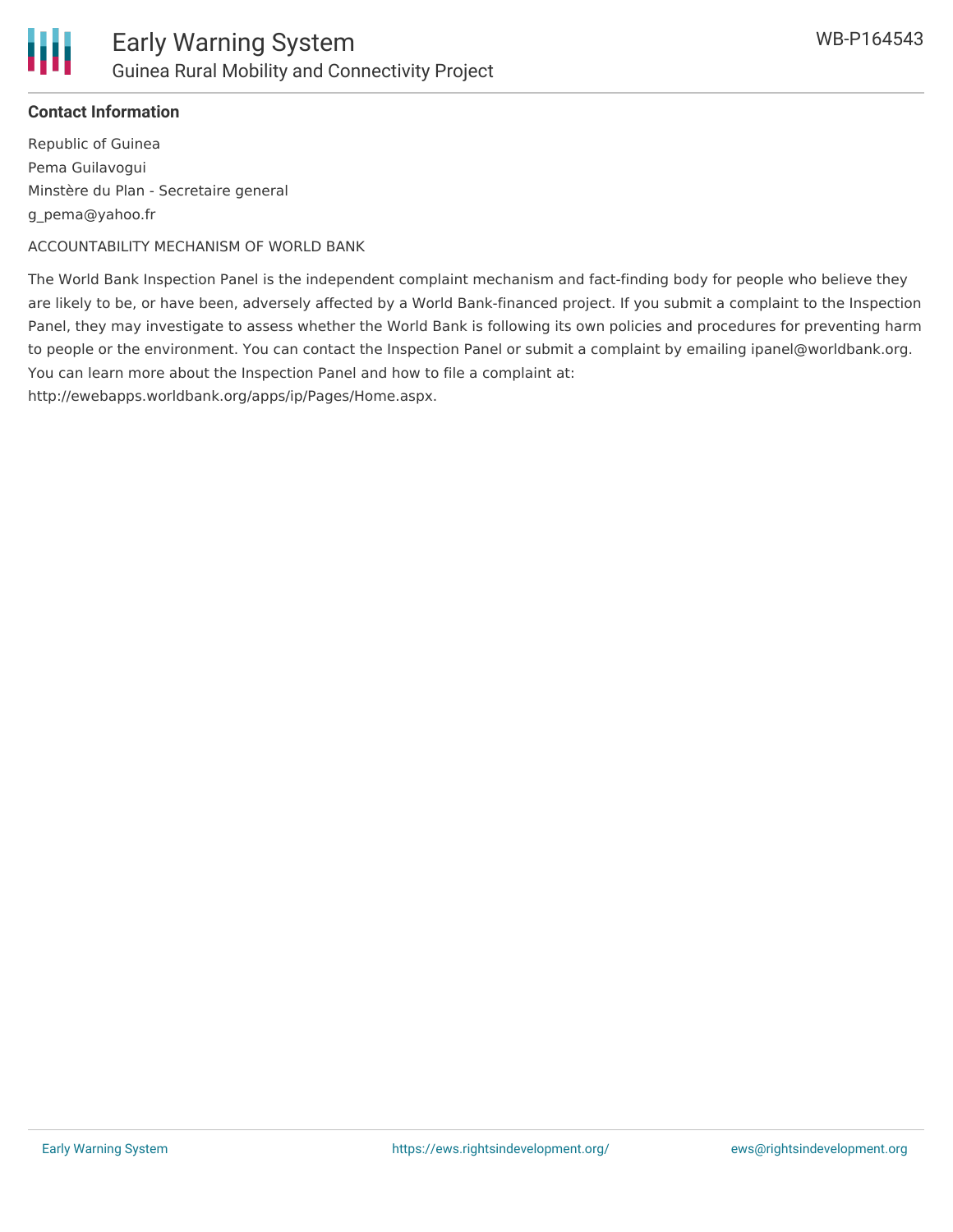**Contact Information**

Republic of Guinea
Pema Guilavogui
Minstère du Plan - Secretaire general
g_pema@yahoo.fr

ACCOUNTABILITY MECHANISM OF WORLD BANK

The World Bank Inspection Panel is the independent complaint mechanism and fact-finding body for people who believe they are likely to be, or have been, adversely affected by a World Bank-financed project. If you submit a complaint to the Inspection Panel, they may investigate to assess whether the World Bank is following its own policies and procedures for preventing harm to people or the environment. You can contact the Inspection Panel or submit a complaint by emailing ipanel@worldbank.org. You can learn more about the Inspection Panel and how to file a complaint at: http://ewebapps.worldbank.org/apps/ip/Pages/Home.aspx.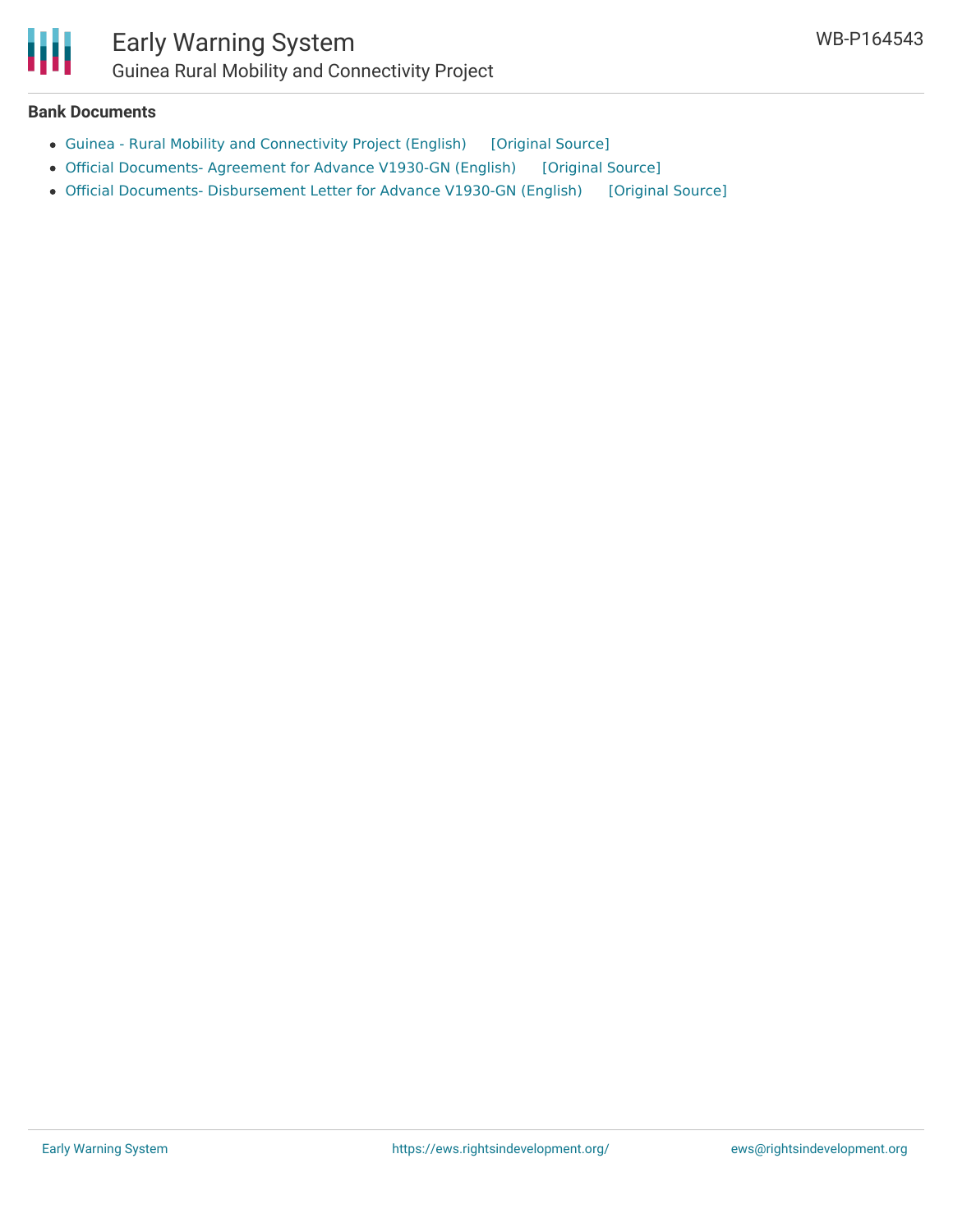**Bank Documents**

- Guinea - Rural Mobility and Connectivity Project (English) [Original Source]
- Official Documents- Agreement for Advance V1930-GN (English) [Original Source]
- Official Documents- Disbursement Letter for Advance V1930-GN (English) [Original Source]